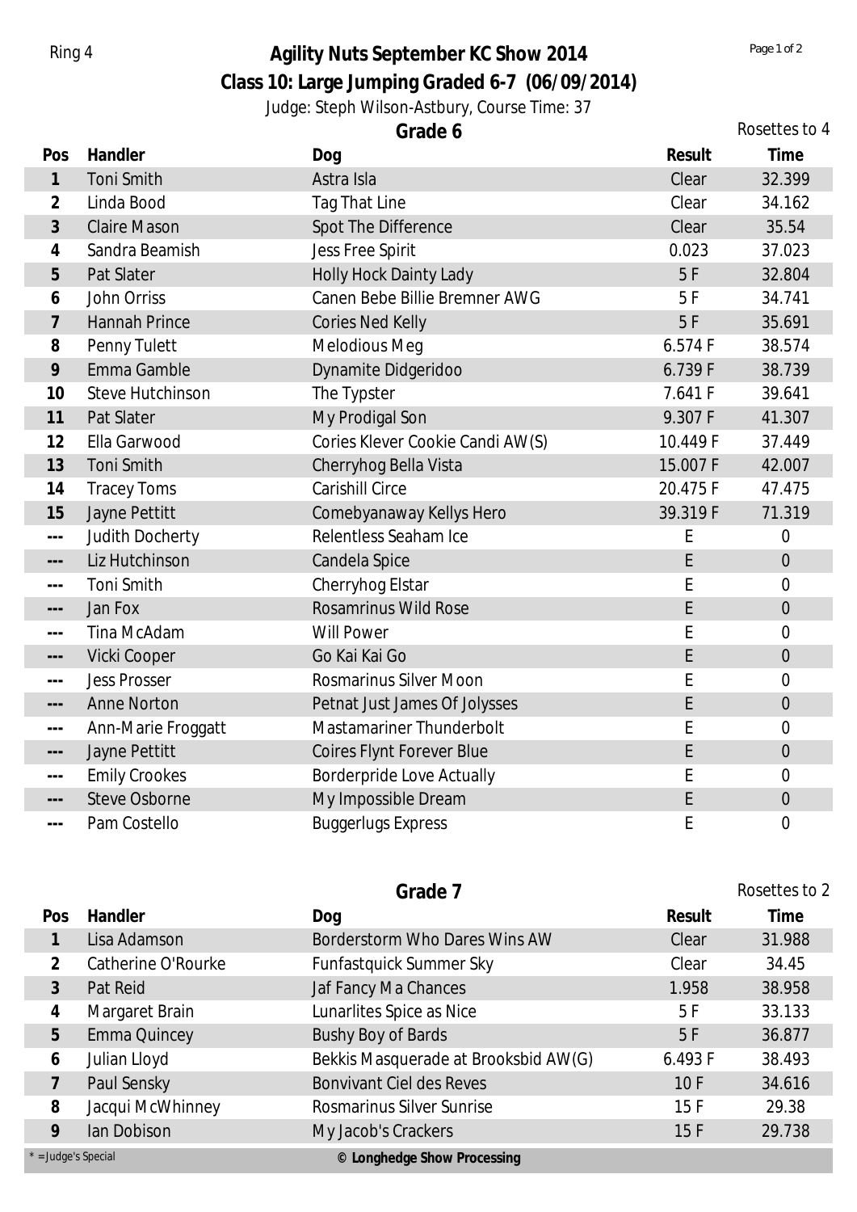Ring 4

# Agility Nuts September KC Show 2014

## Class 10: Large Jumping Graded 6-7 (06/09/2014)

Judge: Steph Wilson-Astbury, Course Time: 37

### Grade 6

Rosettes to 4

| Pos | Handler | Dog | Result | Time |
|---|---|---|---|---|
| 1 | Toni Smith | Astra Isla | Clear | 32.399 |
| 2 | Linda Bood | Tag That Line | Clear | 34.162 |
| 3 | Claire Mason | Spot The Difference | Clear | 35.54 |
| 4 | Sandra Beamish | Jess Free Spirit | 0.023 | 37.023 |
| 5 | Pat Slater | Holly Hock Dainty Lady | 5 F | 32.804 |
| 6 | John Orriss | Canen Bebe Billie Bremner AWG | 5 F | 34.741 |
| 7 | Hannah Prince | Cories Ned Kelly | 5 F | 35.691 |
| 8 | Penny Tulett | Melodious Meg | 6.574 F | 38.574 |
| 9 | Emma Gamble | Dynamite Didgeridoo | 6.739 F | 38.739 |
| 10 | Steve Hutchinson | The Typster | 7.641 F | 39.641 |
| 11 | Pat Slater | My Prodigal Son | 9.307 F | 41.307 |
| 12 | Ella Garwood | Cories Klever Cookie Candi AW(S) | 10.449 F | 37.449 |
| 13 | Toni Smith | Cherryhog Bella Vista | 15.007 F | 42.007 |
| 14 | Tracey Toms | Carishill Circe | 20.475 F | 47.475 |
| 15 | Jayne Pettitt | Comebyanaway Kellys Hero | 39.319 F | 71.319 |
| --- | Judith Docherty | Relentless Seaham Ice | E | 0 |
| --- | Liz Hutchinson | Candela Spice | E | 0 |
| --- | Toni Smith | Cherryhog Elstar | E | 0 |
| --- | Jan Fox | Rosamrinus Wild Rose | E | 0 |
| --- | Tina McAdam | Will Power | E | 0 |
| --- | Vicki Cooper | Go Kai Kai Go | E | 0 |
| --- | Jess Prosser | Rosmarinus Silver Moon | E | 0 |
| --- | Anne Norton | Petnat Just James Of Jolysses | E | 0 |
| --- | Ann-Marie Froggatt | Mastamariner Thunderbolt | E | 0 |
| --- | Jayne Pettitt | Coires Flynt Forever Blue | E | 0 |
| --- | Emily Crookes | Borderpride Love Actually | E | 0 |
| --- | Steve Osborne | My Impossible Dream | E | 0 |
| --- | Pam Costello | Buggerlugs Express | E | 0 |

### Grade 7

Rosettes to 2

| Pos | Handler | Dog | Result | Time |
|---|---|---|---|---|
| 1 | Lisa Adamson | Borderstorm Who Dares Wins AW | Clear | 31.988 |
| 2 | Catherine O'Rourke | Funfastquick Summer Sky | Clear | 34.45 |
| 3 | Pat Reid | Jaf Fancy Ma Chances | 1.958 | 38.958 |
| 4 | Margaret Brain | Lunarlites Spice as Nice | 5 F | 33.133 |
| 5 | Emma Quincey | Bushy Boy of Bards | 5 F | 36.877 |
| 6 | Julian Lloyd | Bekkis Masquerade at Brooksbid AW(G) | 6.493 F | 38.493 |
| 7 | Paul Sensky | Bonvivant Ciel des Reves | 10 F | 34.616 |
| 8 | Jacqui McWhinney | Rosmarinus Silver Sunrise | 15 F | 29.38 |
| 9 | Ian Dobison | My Jacob's Crackers | 15 F | 29.738 |

* = Judge's Special

© Longhedge Show Processing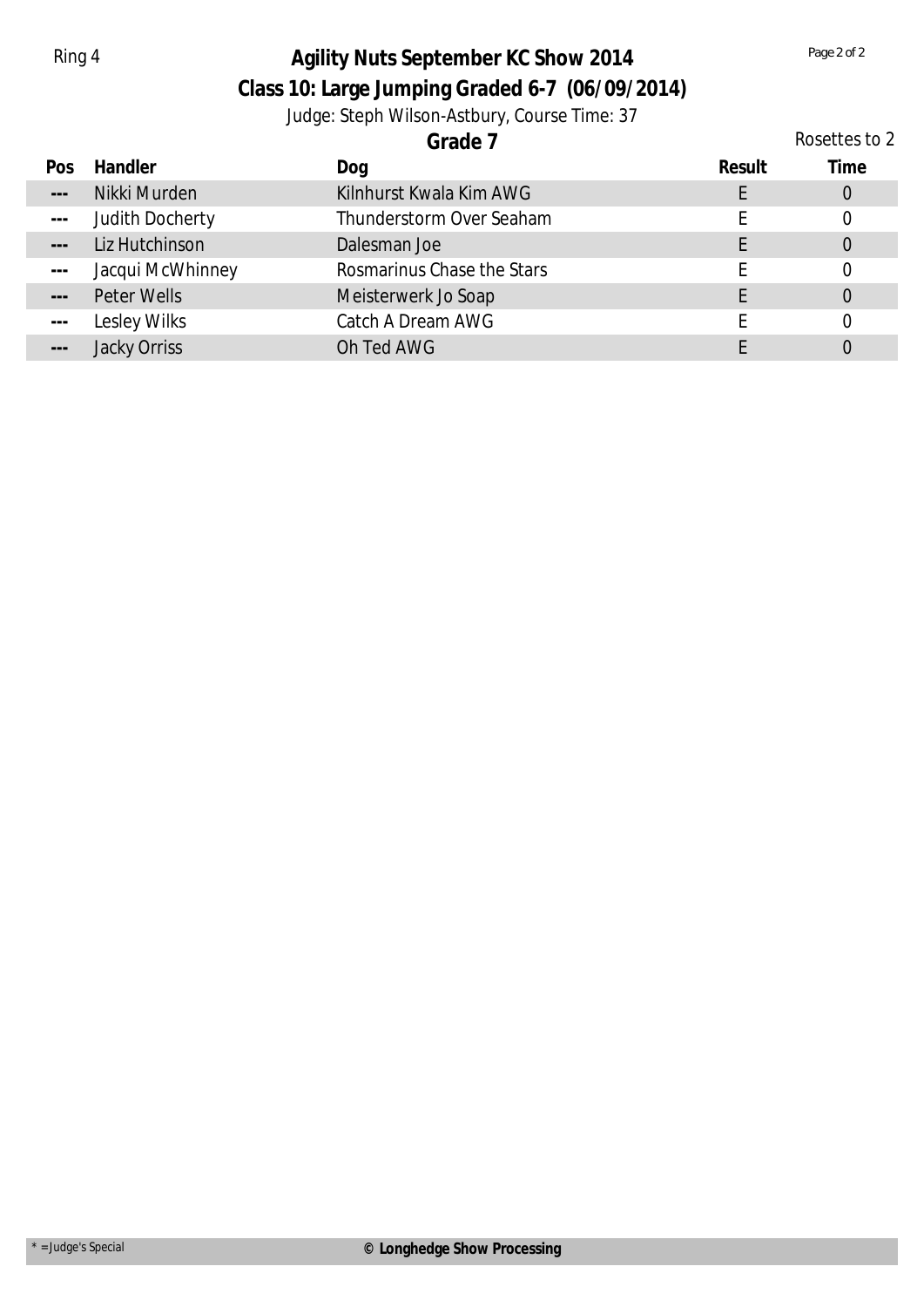Ring 4

# Agility Nuts September KC Show 2014

## Class 10: Large Jumping Graded 6-7 (06/09/2014)

Judge: Steph Wilson-Astbury, Course Time: 37

### Grade 7

Rosettes to 2

| Pos | Handler | Dog | Result | Time |
|---|---|---|---|---|
| --- | Nikki Murden | Kilnhurst Kwala Kim AWG | E | 0 |
| --- | Judith Docherty | Thunderstorm Over Seaham | E | 0 |
| --- | Liz Hutchinson | Dalesman Joe | E | 0 |
| --- | Jacqui McWhinney | Rosmarinus Chase the Stars | E | 0 |
| --- | Peter Wells | Meisterwerk Jo Soap | E | 0 |
| --- | Lesley Wilks | Catch A Dream AWG | E | 0 |
| --- | Jacky Orriss | Oh Ted AWG | E | 0 |

* = Judge's Special

© Longhedge Show Processing